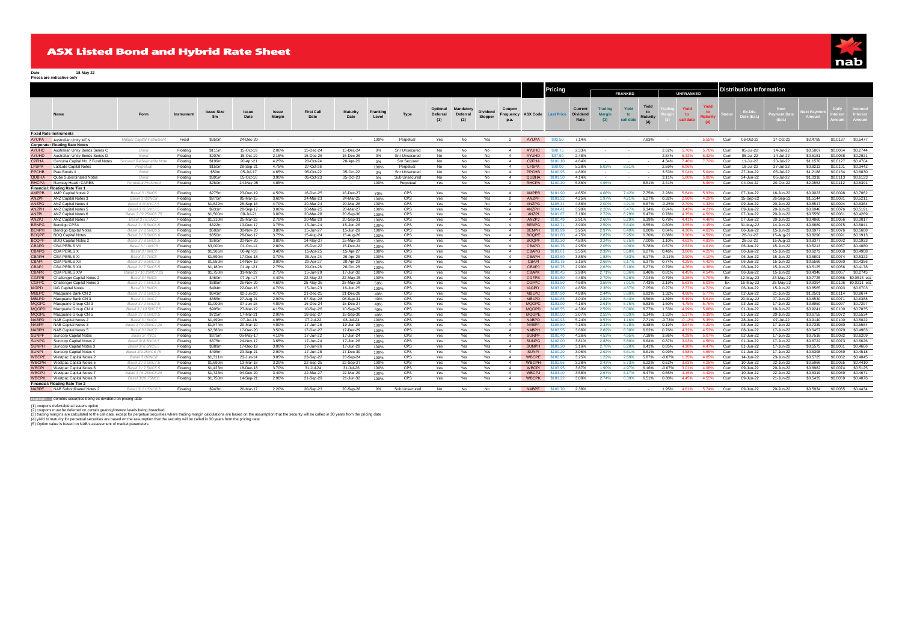# ASX Listed Bond and Hybrid Rate Sheet

**Date** 18-May-22
**Prices are indicative only**

| Code | Name | Form | Instrument | Issue Size $m | Issue Date | Issue Margin | First Call Date | Maturity Date | Franking Level | Type | Optional Deferral (1) | Mandatory Deferral (2) | Dividend Stopper | Coupon Frequency p.a. | ASX Code | Pricing: Last Price | Pricing: Current Dividend Rate | FRANKED: Trading Margin (3) | FRANKED: Yield to call date | FRANKED: Yield to Maturity (4) | UNFRANKED: Trading Margin (3) | UNFRANKED: Yield to call date | UNFRANKED: Yield to Maturity (4) | Distribution Information: Status | Ex-Div. Date (Est.) | Next Payment Date (Est.) | Next Payment Amount | Daily Interest Amount | Accrued Interest Amount |
|---|---|---|---|---|---|---|---|---|---|---|---|---|---|---|---|---|---|---|---|---|---|---|---|---|---|---|---|---|---|
| **Fixed Rate Instruments** | | | | | | | | | | | | | | | | | | | | | | | | | | | | | |
| AYUPA | Australian Unity MCIs | Mutual Capital Instrument | Fixed | $350m | 24-Dec-20 | - | - | - | 100% | Perpetual | Yes | No | Yes | 2 | AYUPA | $92.50 | 7.14% | - | - | 7.83% | - | - | 5.55% | Cum | 06-Oct-22 | 17-Oct-22 | $2.4785 | $0.0137 | $0.5477 |
| **Corporate: Floating Rate Notes** | | | | | | | | | | | | | | | | | | | | | | | | | | | | | |
| AYUHC | Australian Unity Bonds Series C | Bond | Floating | $115m | 15-Oct-19 | 2.00% | 15-Dec-24 | 15-Dec-24 | 0% | Snr Unsecured | No | No | No | 4 | AYUHC | $98.75 | 2.33% | - | - | - | 2.62% | 5.76% | 5.76% | Cum | 05-Jul-22 | 14-Jul-22 | $0.5807 | $0.0064 | $0.2744 |
| AYUHD | Australian Unity Bonds Series D | Bond | Floating | $207m | 15-Oct-19 | 2.15% | 15-Dec-26 | 15-Dec-26 | 0% | Snr Unsecured | No | No | No | 4 | AYUHD | $97.50 | 2.48% | - | - | - | 2.84% | 6.32% | 6.32% | Cum | 05-Jul-22 | 14-Jul-22 | $0.6181 | $0.0068 | $0.2921 |
| C2FHA | Centuria Capital No. 2 Fund Notes | Secured Redeemable Note | Floating | $199m | 20-Apr-21 | 4.25% | 20-Oct-24 | 20-Apr-26 | 0% | Snr Secured | No | No | No | 4 | C2FHA | $100.10 | 4.64% | - | - | - | 4.34% | 7.46% | 7.72% | Cum | 11-Jul-22 | 20-Jul-22 | $1.1570 | $0.0127 | $0.4704 |
| LFSPA | Latitude Capital Notes | Perpetual | Floating | $150m | 28-Sep-21 | 4.75% | 27-Oct-26 | - | 100% | Perpetual | No | No | Yes | 4 | LFSPA | $99.00 | 5.28% | 5.03% | 8.51% | - | 2.59% | 6.06% | - | Cum | 18-Jul-22 | 27-Jul-22 | $0.9213 | $0.0101 | $0.3442 |
| PPCHB | Peet Bonds II | Bond | Floating | $50m | 05-Jul-17 | 4.65% | 05-Oct-22 | 05-Oct-22 | 0% | Snr Unsecured | No | No | No | 4 | PPCHB | $100.95 | 4.89% | - | - | - | 3.53% | 5.04% | 5.04% | Cum | 27-Jun-22 | 05-Jul-22 | $1.2188 | $0.0134 | $0.6830 |
| QUBHA | Qube Subordinated Notes | Bond | Floating | $305m | 05-Oct-16 | 3.90% | 05-Oct-23 | 05-Oct-23 | 0% | Sub Unsecured | No | No | No | 4 | QUBHA | $101.50 | 4.14% | - | - | - | 3.11% | 5.80% | 5.80% | Cum | 24-Jun-22 | 05-Jul-22 | $1.0318 | $0.0113 | $0.6123 |
| RHCPA | Ramsay Health CARES | Perpetual Preferred | Floating | $260m | 24-May-05 | 4.85% | - | - | 100% | Perpetual | Yes | No | Yes | 2 | RHCPA | $100.30 | 5.86% | 4.96% | - | 8.51% | 2.41% | - | 5.96% | Cum | 04-Oct-22 | 20-Oct-22 | $2.0553 | $0.0112 | $0.5391 |
| **Financial: Floating Rate Tier 1** | | | | | | | | | | | | | | | | | | | | | | | | | | | | | |
| AMPPB | AMP Capital Notes 2 | Basel 3 / 8NC6 | Floating | $275m | 23-Dec-19 | 4.50% | 16-Dec-25 | 16-Dec-27 | 70% | CPS | Yes | Yes | Yes | 4 | AMPPB | $101.90 | 4.65% | 4.06% | 7.42% | 7.75% | 2.28% | 5.64% | 5.93% | Cum | 07-Jun-22 | 16-Jun-22 | $0.9023 | $0.0098 | $0.7062 |
| ANZPF | ANZ Capital Notes 3 | Basel 3 /10NC8 | Floating | $970m | 05-Mar-15 | 3.60% | 24-Mar-23 | 24-Mar-25 | 100% | CPS | Yes | Yes | Yes | 2 | ANZPF | $101.52 | 4.25% | 1.97% | 4.21% | 6.27% | 0.32% | 2.60% | 4.29% | Cum | 15-Sep-22 | 26-Sep-22 | $1.5144 | $0.0081 | $0.5211 |
| ANZPG | ANZ Capital Notes 4 | Basel 3 /9.5NC7.5 | Floating | $1,622m | 28-Sep-16 | 4.70% | 20-Mar-24 | 20-Mar-26 | 100% | CPS | Yes | Yes | No | 4 | ANZPG | $105.31 | 4.88% | 2.00% | 4.91% | 6.67% | -0.25% | 2.70% | 4.33% | Cum | 09-Jun-22 | 20-Jun-22 | $0.8517 | $0.0094 | $0.6364 |
| ANZPH | ANZ Capital Notes 5 | Basel 3 /9.5NC7.5 | Floating | $931m | 28-Sep-17 | 3.80% | 20-Mar-25 | 20-Mar-27 | 100% | CPS | Yes | Yes | Yes | 4 | ANZPH | $104.41 | 3.98% | 2.28% | 5.47% | 6.34% | 0.24% | 3.43% | 4.21% | Cum | 09-Jun-22 | 20-Jun-22 | $0.6946 | $0.0076 | $0.5191 |
| ANZPI | ANZ Capital Notes 6 | Basel 3 / 9.25NC6.75 | Floating | $1,500m | 08-Jul-21 | 3.00% | 20-Mar-28 | 20-Sep-30 | 100% | CPS | Yes | Yes | Yes | 4 | ANZPI | $101.67 | 3.18% | 2.72% | 6.29% | 6.47% | 0.78% | 4.35% | 4.50% | Cum | 07-Jun-22 | 20-Jun-22 | $0.5550 | $0.0061 | $0.4269 |
| ANZPJ | ANZ Capital Notes 7 | Basel 3 / 9.5NC7 | Floating | $1,310m | 25-Mar-22 | 2.70% | 20-Mar-29 | 20-Sep-31 | 100% | CPS | Yes | Yes | Yes | 4 | ANZPJ | $100.49 | 2.91% | 2.66% | 6.29% | 6.39% | 0.78% | 4.41% | 4.48% | Cum | 07-Jun-22 | 20-Jun-22 | $0.4860 | $0.0058 | $0.3017 |
| BENPG | Bendigo CPS4 | Basel 3 / 8.5NC6.5 | Floating | $322m | 13-Dec-17 | 3.75% | 13-Jun-24 | 15-Jun-26 | 100% | CPS | Yes | Yes | Yes | 4 | BENPG | $102.71 | 3.90% | 2.59% | 5.64% | 6.55% | 0.60% | 3.65% | 4.45% | Cum | 31-May-22 | 14-Jun-22 | $0.6889 | $0.0075 | $0.5841 |
| BENPH | Bendigo Capital Notes | Basel 3 / 8.5NC6.5 | Floating | $502m | 30-Nov-20 | 3.80% | 15-Jun-27 | 15-Jun-29 | 100% | CPS | Yes | Yes | Yes | 4 | BENPH | $103.99 | 3.95% | 2.97% | 6.49% | 6.80% | 0.84% | 4.36% | 4.63% | Cum | 06-Jun-22 | 15-Jun-22 | $0.6977 | $0.0076 | $0.5688 |
| BOQPE | BOQ Capital Notes | Basel 3 / 8.6NC6.6 | Floating | $350m | 28-Dec-17 | 3.75% | 15-Aug-24 | 15-Aug-26 | 100% | CPS | Yes | Yes | Yes | 4 | BOQPE | $101.80 | 4.75% | 2.87% | 5.95% | 6.70% | 0.88% | 3.96% | 4.59% | Cum | 26-Jul-22 | 15-Aug-22 | $0.8290 | $0.0091 | $0.1913 |
| BOQPF | BOQ Capital Notes 2 | Basel 3 / 8.5NC6.5 | Floating | $260m | 30-Nov-20 | 3.80% | 14-May-27 | 15-May-29 | 100% | CPS | Yes | Yes | Yes | 4 | BOQPF | $102.30 | 4.80% | 3.24% | 6.75% | 7.00% | 1.10% | 4.62% | 4.83% | Cum | 26-Jul-22 | 15-Aug-22 | $0.8377 | $0.0092 | $0.1933 |
| CBAPD | CBA PERLS VII | Basel 3 / 10NC8 | Floating | $3,000m | 01-Oct-14 | 2.80% | 15-Dec-22 | 15-Dec-24 | 100% | CPS | Yes | Yes | Yes | 4 | CBAPD | $100.75 | 2.95% | 2.05% | 4.00% | 5.78% | 0.67% | 2.63% | 4.01% | Cum | 06-Jun-22 | 15-Jun-22 | $0.5213 | $0.0057 | $0.4080 |
| CBAPG | CBA PERLS X | Basel 3 / 9NC7 | Floating | $1,365m | 06-Apr-18 | 3.40% | 15-Apr-25 | 15-Apr-27 | 100% | CPS | Yes | Yes | Yes | 4 | CBAPG | $103.01 | 3.55% | 2.39% | 5.60% | 6.27% | 0.46% | 3.66% | 4.25% | Cum | 06-Jun-22 | 15-Jun-22 | $0.6272 | $0.0068 | $0.4908 |
| CBAPH | CBA PERLS XI | Basel 3 / 7NC5 | Floating | $1,590m | 17-Dec-18 | 3.70% | 26-Apr-24 | 26-Apr-26 | 100% | CPS | Yes | Yes | Yes | 4 | CBAPH | $103.60 | 3.85% | 1.83% | 4.83% | 6.17% | -0.11% | 2.90% | 4.10% | Cum | 06-Jun-22 | 15-Jun-22 | $0.6801 | $0.0074 | $0.5322 |
| CBAPI | CBA PERLS XII | Basel 3 / 9.5NC7.5 | Floating | $1,650m | 14-Nov-19 | 3.00% | 20-Apr-27 | 20-Apr-29 | 100% | CPS | Yes | Yes | Yes | 4 | CBAPI | $101.75 | 3.15% | 2.66% | 6.17% | 6.37% | 0.74% | 4.25% | 4.42% | Cum | 06-Jun-22 | 15-Jun-22 | $0.5566 | $0.0060 | $0.4356 |
| CBAPJ | CBA PERLS XIII | Basel 3 / 7.5NC5.5 | Floating | $1,180m | 01-Apr-21 | 2.75% | 20-Oct-26 | 20-Oct-28 | 100% | CPS | Yes | Yes | Yes | 4 | CBAPJ | $100.75 | 2.90% | 2.63% | 6.10% | 6.27% | 0.79% | 4.26% | 4.38% | Cum | 06-Jun-22 | 15-Jun-22 | $0.5125 | $0.0056 | $0.4178 |
| CBAPK | CBA PERLS XIV | Basel 3 / 10.25NC7.25 | Floating | $1,750m | 31-Mar-22 | 2.75% | 15-Jun-29 | 17-Jun-32 | 100% | CPS | Yes | Yes | Yes | 4 | CBAPK | $100.45 | 2.98% | 2.71% | 6.36% | 6.46% | 0.81% | 4.45% | 4.54% | Cum | 06-Jun-22 | 15-Jun-22 | $0.4346 | $0.0057 | $0.2745 |
| CGFPB | Challenger Capital Notes 2 | Basel 3 / 8NC6 | Floating | $460m | 07-Apr-17 | 4.40% | 22-May-23 | 22-May-25 | 100% | CPS | Yes | Yes | Yes | 4 | CGFPB | $101.50 | 4.48% | 2.79% | 5.26% | 7.04% | 0.79% | 3.26% | 4.79% | Ex | 12-May-22 | 23-May-22 | $0.7725 | $0.0086 | $0.0515 est. |
| CGFPC | Challenger Capital Notes 3 | Basel 3 / 7.5NC5.5 | Floating | $385m | 25-Nov-20 | 4.60% | 25-May-26 | 25-May-28 | 50% | CPS | Yes | Yes | Yes | 4 | CGFPC | $103.50 | 4.68% | 3.56% | 7.01% | 7.43% | 2.19% | 5.63% | 6.03% | Ex | 16-May-22 | 25-May-22 | $0.9394 | $0.0106 | $0.0211 est. |
| IAGPD | IAG Capital Notes | Basel 3 / 8NC6 | Floating | $404m | 22-Dec-16 | 4.70% | 15-Jun-23 | 16-Jun-25 | 100% | CPS | Yes | Yes | Yes | 4 | IAGPD | $103.00 | 4.85% | 2.36% | 4.87% | 7.05% | 0.27% | 2.77% | 4.72% | Cum | 06-Jun-22 | 15-Jun-22 | $0.8565 | $0.0093 | $0.6703 |
| MBLPC | Macquarie Bank CN 2 | Basel 3 / 8.5NC6.5 | Floating | $641m | 02-Jun-20 | 4.70% | 21-Dec-25 | 21-Dec-28 | 40% | CPS | Yes | Yes | Yes | 4 | MBLPC | $107.90 | 4.88% | 2.44% | 5.80% | 6.92% | 1.32% | 4.68% | 5.77% | Cum | 02-Jun-22 | 21-Jun-22 | $1.0501 | $0.0114 | $0.8674 |
| MBLPD | Macquarie Bank CN 3 | Basel 3 / 9NC7 | Floating | $655m | 27-Aug-21 | 2.90% | 07-Sep-28 | 06-Sep-31 | 40% | CPS | Yes | Yes | Yes | 4 | MBLPD | $100.85 | 3.04% | 2.82% | 6.43% | 6.56% | 1.89% | 5.49% | 5.61% | Cum | 20-May-22 | 07-Jun-22 | $0.6530 | $0.0071 | $0.6388 |
| MQGPC | Macquarie Group CN 3 | Basel 3 / 9.5NC6.5 | Floating | $1,000m | 07-Jun-18 | 4.00% | 16-Dec-24 | 15-Dec-27 | 40% | CPS | Yes | Yes | Yes | 4 | MQGPC | $103.90 | 4.16% | 2.61% | 5.76% | 6.83% | 1.60% | 4.75% | 5.76% | Cum | 03-Jun-22 | 17-Jun-22 | $0.8950 | $0.0097 | $0.7297 |
| MQGPD | Macquarie Group CN 4 | Basel 3 / 10.5NC7.5 | Floating | $905m | 27-Mar-19 | 4.15% | 10-Sep-26 | 10-Sep-29 | 40% | CPS | Yes | Yes | Yes | 4 | MQGPD | $106.55 | 4.30% | 2.59% | 6.09% | 6.77% | 1.53% | 4.99% | 5.68% | Cum | 01-Jun-22 | 10-Jun-22 | $0.9241 | $0.0100 | $0.7835 |
| MQGPE | Macquarie Group CN 5 | Basel 3 / 9.5NC6.5 | Floating | $725m | 17-Mar-21 | 2.90% | 18-Sep-27 | 18-Sep-30 | 40% | CPS | Yes | Yes | Yes | 4 | MQGPE | $102.00 | 3.07% | 2.55% | 6.09% | 6.34% | 1.63% | 5.17% | 5.39% | Cum | 01-Jun-22 | 20-Jun-22 | $0.6755 | $0.0072 | $0.5534 |
| NABPD | NAB Capital Notes 2 | Basel 3 / 8NC6 | Floating | $1,499m | 07-Jul-16 | 4.95% | 07-Jul-22 | 08-Jul-24 | 100% | CPS | Yes | Yes | Yes | 4 | NABPD | $100.93 | 5.24% | 0.57% | 1.16% | 7.71% | -0.73% | -0.12% | 5.35% | Cum | 28-Jun-22 | 07-Jul-22 | $0.9140 | $0.0100 | $0.5022 |
| NABPF | NAB Capital Notes 3 | Basel 3 / 9.25NC7.25 | Floating | $1,874m | 20-Mar-19 | 4.00% | 17-Jun-26 | 19-Jun-28 | 100% | CPS | Yes | Yes | Yes | 4 | NABPF | $106.50 | 4.16% | 2.33% | 5.78% | 6.38% | 0.19% | 3.64% | 4.20% | Cum | 08-Jun-22 | 17-Jun-22 | $0.7339 | $0.0080 | $0.5584 |
| NABPH | NAB Capital Notes 5 | Basel 3 / 9NC7 | Floating | $2,386m | 17-Dec-20 | 3.50% | 17-Dec-27 | 17-Dec-29 | 100% | CPS | Yes | Yes | Yes | 4 | NABPH | $103.55 | 3.66% | 2.82% | 6.38% | 6.62% | 0.76% | 4.32% | 4.53% | Cum | 08-Jun-22 | 17-Jun-22 | $0.6457 | $0.0070 | $0.4983 |
| SUNPF | Suncorp Capital Notes | Basel 3/ 7NC5 | Floating | $375m | 05-May-17 | 4.10% | 17-Jun-22 | 17-Jun-24 | 100% | CPS | Yes | Yes | Yes | 4 | SUNPF | $100.40 | 4.26% | 4.53% | 4.95% | 7.18% | 3.86% | 4.28% | 5.07% | Cum | 02-Jun-22 | 17-Jun-22 | $0.7516 | $0.0082 | $0.6209 |
| SUNPG | Suncorp Capital Notes 2 | Basel 3 / 8.5NC6.5 | Floating | $375m | 24-Nov-17 | 3.65% | 17-Jun-24 | 17-Jun-26 | 100% | CPS | Yes | Yes | Yes | 4 | SUNPG | $102.00 | 3.81% | 2.83% | 5.89% | 6.64% | 0.87% | 3.93% | 4.56% | Cum | 01-Jun-22 | 17-Jun-22 | $0.6722 | $0.0073 | $0.5626 |
| SUNPH | Suncorp Capital Notes 3 | Basel 3/ 8.5NC6.5 | Floating | $389m | 17-Dec-19 | 3.00% | 17-Jun-26 | 17-Jun-28 | 100% | CPS | Yes | Yes | Yes | 4 | SUNPH | $101.20 | 3.16% | 2.76% | 6.20% | 6.41% | 0.85% | 4.30% | 4.47% | Cum | 01-Jun-22 | 17-Jun-22 | $0.5575 | $0.0061 | $0.4666 |
| SUNPI | Suncorp Capital Notes 4 | Basel 3/9.25NC6.75 | Floating | $405m | 23-Sep-21 | 2.90% | 17-Jun-28 | 17-Dec-30 | 100% | CPS | Yes | Yes | Yes | 4 | SUNPI | $100.20 | 3.06% | 2.92% | 6.51% | 6.61% | 0.99% | 4.58% | 4.65% | Cum | 01-Jun-22 | 17-Jun-22 | $0.5398 | $0.0059 | $0.4518 |
| WBCPE | Westpac Capital Notes 2 | Basel 3 / 10NC8 | Floating | $1,311m | 23-Jun-14 | 3.05% | 23-Sep-22 | 23-Sep-24 | 100% | CPS | Yes | Yes | Yes | 4 | WBCPE | $100.95 | 3.25% | 1.22% | 2.59% | 5.87% | -0.07% | 1.35% | 4.05% | Cum | 14-Jun-22 | 23-Jun-22 | $0.5725 | $0.0062 | $0.4045 |
| WBCPH | Westpac Capital Notes 5 | Basel 3 / 9.5NC7.5 | Floating | $1,690m | 13-Mar-18 | 3.20% | 22-Sep-25 | 22-Sep-27 | 100% | CPS | Yes | Yes | Yes | 4 | WBCPH | $102.66 | 3.38% | 2.43% | 5.73% | 6.22% | 0.52% | 3.83% | 4.26% | Cum | 10-Jun-22 | 22-Jun-22 | $0.5966 | $0.0065 | $0.4410 |
| WBCPI | Westpac Capital Notes 6 | Basel 3 / 7.5NC5.5 | Floating | $1,423m | 18-Dec-18 | 3.70% | 31-Jul-24 | 31-Jul-26 | 100% | CPS | Yes | Yes | Yes | 4 | WBCPI | $103.95 | 3.87% | 1.90% | 4.97% | 6.16% | -0.07% | 3.01% | 4.08% | Cum | 09-Jun-22 | 20-Jun-22 | $0.6982 | $0.0074 | $0.5125 |
| WBCPJ | Westpac Capital Notes 7 | Basel 3 / 6.25NC6.25 | Floating | $1,723m | 04-Dec-20 | 3.40% | 22-Mar-27 | 22-Mar-29 | 100% | CPS | Yes | Yes | Yes | 4 | WBCPJ | $103.40 | 3.58% | 2.67% | 6.17% | 6.47% | 0.65% | 4.15% | 4.42% | Cum | 10-Jun-22 | 22-Jun-22 | $0.6319 | $0.0069 | $0.4671 |
| WBCPK | Westpac Capital Notes 8 | Basel 3/10.75NC8 | Floating | $1,750m | 14-Sep-21 | 2.90% | 21-Sep-29 | 21-Jun-32 | 100% | CPS | Yes | Yes | Yes | 4 | WBCPK | $101.22 | 3.08% | 2.74% | 6.39% | 6.51% | 0.80% | 4.45% | 4.55% | Cum | 09-Jun-22 | 21-Jun-22 | $0.5435 | $0.0059 | $0.4076 |
| **Financial: Floating Rate Tier 2** | | | | | | | | | | | | | | | | | | | | | | | | | | | | | |
| NABPE | NAB Subordinated Notes 2 | Basel 3/ 11.5NC6.5 | Floating | $943m | 20-Mar-17 | 2.20% | 20-Sep-23 | 20-Sep-28 | 0% | Sub Unsecured | No | No | No | 4 | NABPE | $100.70 | 2.38% | - | - | - | 1.95% | 4.61% | 5.74% | Cum | 09-Jun-22 | 20-Jun-22 | $0.5934 | $0.0065 | $0.4434 |

denotes securities being ex-dividend on pricing date

(1) coupons deferrable at issuers option
(2) coupons must be deferred on certain gearing/interest levels being breached
(3) trading margins are calculated to the call date, except for perpetual securities where trading margin calculations are based on the assumption that the security will be called in 30 years from the pricing date
(4) yield to maturity for perpetual securities are based on the assumption that the security will be called in 30 years from the pricing date
(5) Option value is based on NAB's assessment of market parameters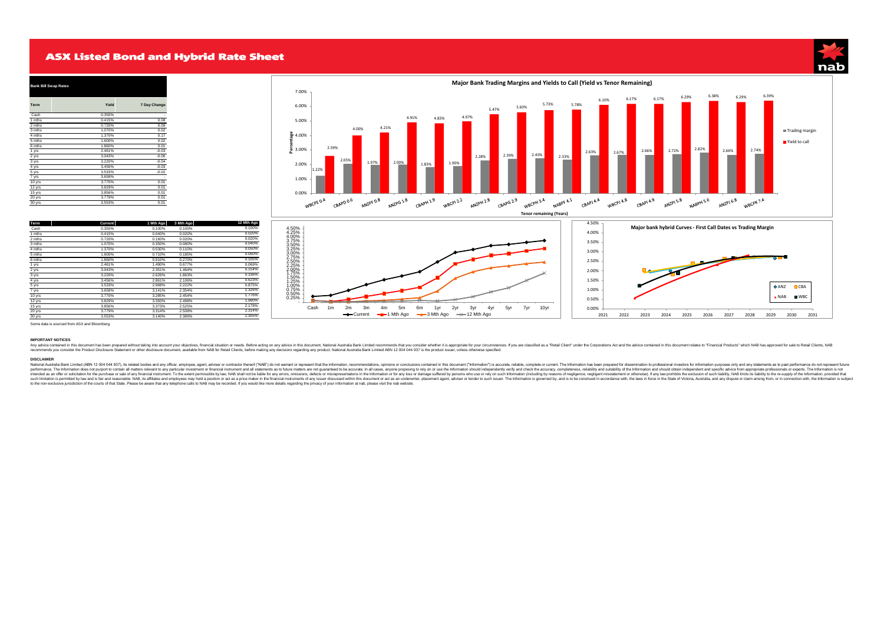# ASX Listed Bond and Hybrid Rate Sheet

**Bank Bill Swap Rates**

| Term | Yield | 7 Day Change |
|---|---|---|
| Cash | 0.350% | - |
| 1 mths | 0.415% | 0.08 |
| 2 mths | 0.720% | 0.09 |
| 3 mths | 1.070% | 0.02 |
| 4 mths | 1.370% | 0.17 |
| 5 mths | 1.600% | 0.02 |
| 6 mths | 1.860% | 0.01 |
| 1 yrs | 2.461% | -0.03 |
| 2 yrs | 3.043% | -0.06 |
| 3 yrs | 3.220% | -0.04 |
| 4 yrs | 3.456% | -0.03 |
| 5 yrs | 3.533% | -0.02 |
| 7 yrs | 3.658% | - |
| 10 yrs | 3.770% | 0.01 |
| 12 yrs | 3.829% | 0.01 |
| 15 yrs | 3.856% | 0.01 |
| 20 yrs | 3.779% | 0.01 |
| 30 yrs | 3.553% | 0.01 |

**Major Bank Trading Margins and Yields to Call (Yield vs Tenor Remaining)**

| Security | Trading margin | Yield to call |
|---|---|---|
| WBCPE 0.4 | 1.22% | 2.59% |
| CBAPD 0.6 | 2.05% | 4.00% |
| ANZPF 0.8 | 1.97% | 4.21% |
| ANZPG 1.8 | 2.00% | 4.91% |
| CBAPH 1.9 | 1.83% | 4.83% |
| WBCPI 2.2 | 1.90% | 4.97% |
| ANZPH 2.8 | 2.28% | 5.47% |
| CBAPG 2.9 | 2.39% | 5.60% |
| WBCPH 3.4 | 2.43% | 5.73% |
| NABPF 4.1 | 2.33% | 5.78% |
| CBAPI 4.4 | 2.63% | 6.10% |
| WBCPJ 4.8 | 2.67% | 6.17% |
| CBAPJ 4.9 | 2.66% | 6.17% |
| ANZPI 5.8 | 2.72% | 6.29% |
| NABPH 5.6 | 2.82% | 6.38% |
| ANZPJ 6.8 | 2.66% | 6.29% |
| WBCPK 7.4 | 2.74% | 6.39% |

| Term | Current | 1 Mth Ago | 3 Mth Ago | 12 Mth Ago |
|---|---|---|---|---|
| Cash | 0.350% | 0.100% | 0.100% | 0.100% |
| 1 mths | 0.415% | 0.040% | 0.020% | 0.020% |
| 2 mths | 0.720% | 0.160% | 0.020% | 0.020% |
| 3 mths | 1.070% | 0.350% | 0.080% | 0.040% |
| 4 mths | 1.370% | 0.530% | 0.110% | 0.050% |
| 5 mths | 1.600% | 0.710% | 0.185% | 0.060% |
| 6 mths | 1.860% | 0.910% | 0.270% | 0.105% |
| 1 yrs | 2.461% | 1.490% | 0.677% | 0.069% |
| 2 yrs | 3.043% | 2.351% | 1.464% | 0.154% |
| 3 yrs | 3.220% | 2.626% | 1.863% | 0.336% |
| 4 yrs | 3.456% | 2.861% | 2.106% | 0.623% |
| 5 yrs | 3.533% | 2.968% | 2.222% | 0.875% |
| 7 yrs | 3.658% | 3.141% | 2.354% | 1.326% |
| 10 yrs | 3.770% | 3.285% | 2.454% | 1.776% |
| 12 yrs | 3.829% | 3.350% | 2.498% | 1.980% |
| 15 yrs | 3.856% | 3.373% | 2.525% | 2.178% |
| 20 yrs | 3.779% | 3.314% | 2.508% | 2.314% |
| 30 yrs | 3.553% | 3.140% | 2.389% | 2.305% |

**Major bank hybrid Curves - First Call Dates vs Trading Margin**

Some data is sourced from ASX and Bloomberg.

### IMPORTANT NOTICES

Any advice contained in this document has been prepared without taking into account your objectives, financial situation or needs. Before acting on any advice in this document, National Australia Bank Limited recommends that you consider whether it is appropriate for your circumstances. If you are classified as a "Retail Client" under the Corporations Act and the advice contained in this document relates to "Financial Products" which NAB has approved for sale to Retail Clients, NAB recommends you consider the Product Disclosure Statement or other disclosure document, available from NAB for Retail Clients, before making any decisions regarding any product. National Australia Bank Limited ABN 12 004 044 937 is the product issuer, unless otherwise specified.

### DISCLAIMER

National Australia Bank Limited (ABN 12 004 044 937), its related bodies and any officer, employee, agent, adviser or contractor thereof ("NAB") do not warrant or represent that the information, recommendations, opinions or conclusions contained in this document ("Information") is accurate, reliable, complete or current. The Information has been prepared for dissemination to professional investors for information purposes only and any statements as to past performance do not represent future performance. The Information does not purport to contain all matters relevant to any particular investment or financial instrument and all statements as to future matters are not guaranteed to be accurate. In all cases, anyone proposing to rely on or use the Information should independently verify and check the accuracy, completeness, reliability and suitability of the Information and should obtain independent and specific advice from appropriate professionals or experts. The Information is not intended as an offer or solicitation for the purchase or sale of any financial instrument. To the extent permissible by law, NAB shall not be liable for any errors, omissions, defects or misrepresentations in the Information or for any loss or damage suffered by persons who use or rely on such Information (including by reasons of negligence, negligent misstatement or otherwise). If any law prohibits the exclusion of such liability, NAB limits its liability to the re-supply of the Information, provided that such limitation is permitted by law and is fair and reasonable. NAB, its affiliates and employees may hold a position or act as a price maker in the financial instruments of any issuer discussed within this document or act as an underwriter, placement agent, adviser or lender to such issuer. The Information is governed by, and is to be construed in accordance with, the laws in force in the State of Victoria, Australia, and any dispute or claim arising from, or in connection with, the Information is subject to the non-exclusive jurisdiction of the courts of that State. Please be aware that any telephone calls to NAB may be recorded. If you would like more details regarding the privacy of your information at nab, please visit the nab website.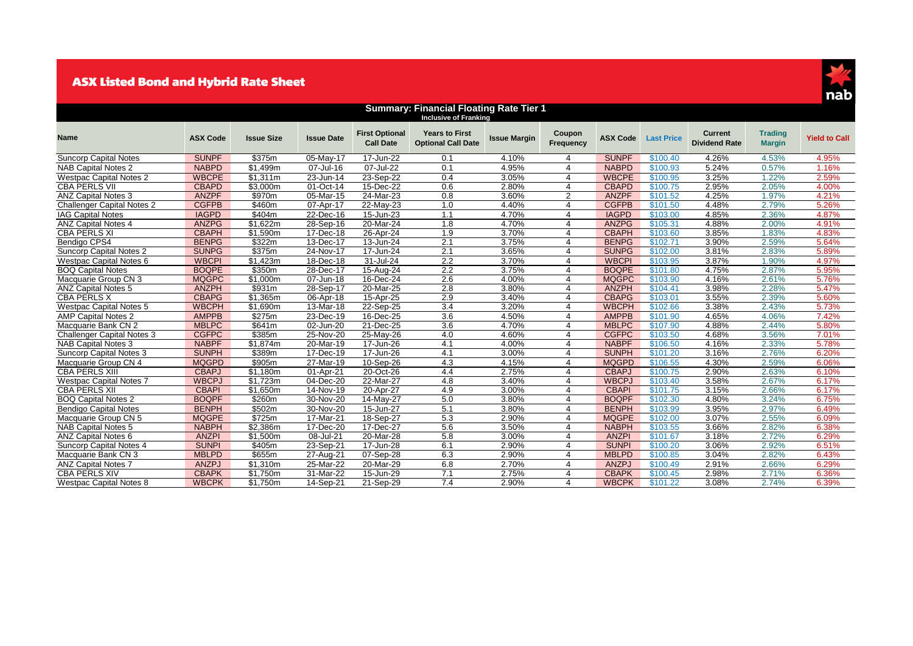# ASX Listed Bond and Hybrid Rate Sheet

## Summary: Financial Floating Rate Tier 1

Inclusive of Franking

| Name | ASX Code | Issue Size | Issue Date | First Optional Call Date | Years to First Optional Call Date | Issue Margin | Coupon Frequency | ASX Code | Last Price | Current Dividend Rate | Trading Margin | Yield to Call |
|---|---|---|---|---|---|---|---|---|---|---|---|---|
| Suncorp Capital Notes | SUNPF | $375m | 05-May-17 | 17-Jun-22 | 0.1 | 4.10% | 4 | SUNPF | $100.40 | 4.26% | 4.53% | 4.95% |
| NAB Capital Notes 2 | NABPD | $1,499m | 07-Jul-16 | 07-Jul-22 | 0.1 | 4.95% | 4 | NABPD | $100.93 | 5.24% | 0.57% | 1.16% |
| Westpac Capital Notes 2 | WBCPE | $1,311m | 23-Jun-14 | 23-Sep-22 | 0.4 | 3.05% | 4 | WBCPE | $100.95 | 3.25% | 1.22% | 2.59% |
| CBA PERLS VII | CBAPD | $3,000m | 01-Oct-14 | 15-Dec-22 | 0.6 | 2.80% | 4 | CBAPD | $100.75 | 2.95% | 2.05% | 4.00% |
| ANZ Capital Notes 3 | ANZPF | $970m | 05-Mar-15 | 24-Mar-23 | 0.8 | 3.60% | 2 | ANZPF | $101.52 | 4.25% | 1.97% | 4.21% |
| Challenger Capital Notes 2 | CGFPB | $460m | 07-Apr-17 | 22-May-23 | 1.0 | 4.40% | 4 | CGFPB | $101.50 | 4.48% | 2.79% | 5.26% |
| IAG Capital Notes | IAGPD | $404m | 22-Dec-16 | 15-Jun-23 | 1.1 | 4.70% | 4 | IAGPD | $103.00 | 4.85% | 2.36% | 4.87% |
| ANZ Capital Notes 4 | ANZPG | $1,622m | 28-Sep-16 | 20-Mar-24 | 1.8 | 4.70% | 4 | ANZPG | $105.31 | 4.88% | 2.00% | 4.91% |
| CBA PERLS XI | CBAPH | $1,590m | 17-Dec-18 | 26-Apr-24 | 1.9 | 3.70% | 4 | CBAPH | $103.60 | 3.85% | 1.83% | 4.83% |
| Bendigo CPS4 | BENPG | $322m | 13-Dec-17 | 13-Jun-24 | 2.1 | 3.75% | 4 | BENPG | $102.71 | 3.90% | 2.59% | 5.64% |
| Suncorp Capital Notes 2 | SUNPG | $375m | 24-Nov-17 | 17-Jun-24 | 2.1 | 3.65% | 4 | SUNPG | $102.00 | 3.81% | 2.83% | 5.89% |
| Westpac Capital Notes 6 | WBCPI | $1,423m | 18-Dec-18 | 31-Jul-24 | 2.2 | 3.70% | 4 | WBCPI | $103.95 | 3.87% | 1.90% | 4.97% |
| BOQ Capital Notes | BOQPE | $350m | 28-Dec-17 | 15-Aug-24 | 2.2 | 3.75% | 4 | BOQPE | $101.80 | 4.75% | 2.87% | 5.95% |
| Macquarie Group CN 3 | MQGPC | $1,000m | 07-Jun-18 | 16-Dec-24 | 2.6 | 4.00% | 4 | MQGPC | $103.90 | 4.16% | 2.61% | 5.76% |
| ANZ Capital Notes 5 | ANZPH | $931m | 28-Sep-17 | 20-Mar-25 | 2.8 | 3.80% | 4 | ANZPH | $104.41 | 3.98% | 2.28% | 5.47% |
| CBA PERLS X | CBAPG | $1,365m | 06-Apr-18 | 15-Apr-25 | 2.9 | 3.40% | 4 | CBAPG | $103.01 | 3.55% | 2.39% | 5.60% |
| Westpac Capital Notes 5 | WBCPH | $1,690m | 13-Mar-18 | 22-Sep-25 | 3.4 | 3.20% | 4 | WBCPH | $102.66 | 3.38% | 2.43% | 5.73% |
| AMP Capital Notes 2 | AMPPB | $275m | 23-Dec-19 | 16-Dec-25 | 3.6 | 4.50% | 4 | AMPPB | $101.90 | 4.65% | 4.06% | 7.42% |
| Macquarie Bank CN 2 | MBLPC | $641m | 02-Jun-20 | 21-Dec-25 | 3.6 | 4.70% | 4 | MBLPC | $107.90 | 4.88% | 2.44% | 5.80% |
| Challenger Capital Notes 3 | CGFPC | $385m | 25-Nov-20 | 25-May-26 | 4.0 | 4.60% | 4 | CGFPC | $103.50 | 4.68% | 3.56% | 7.01% |
| NAB Capital Notes 3 | NABPF | $1,874m | 20-Mar-19 | 17-Jun-26 | 4.1 | 4.00% | 4 | NABPF | $106.50 | 4.16% | 2.33% | 5.78% |
| Suncorp Capital Notes 3 | SUNPH | $389m | 17-Dec-19 | 17-Jun-26 | 4.1 | 3.00% | 4 | SUNPH | $101.20 | 3.16% | 2.76% | 6.20% |
| Macquarie Group CN 4 | MQGPD | $905m | 27-Mar-19 | 10-Sep-26 | 4.3 | 4.15% | 4 | MQGPD | $106.55 | 4.30% | 2.59% | 6.06% |
| CBA PERLS XIII | CBAPJ | $1,180m | 01-Apr-21 | 20-Oct-26 | 4.4 | 2.75% | 4 | CBAPJ | $100.75 | 2.90% | 2.63% | 6.10% |
| Westpac Capital Notes 7 | WBCPJ | $1,723m | 04-Dec-20 | 22-Mar-27 | 4.8 | 3.40% | 4 | WBCPJ | $103.40 | 3.58% | 2.67% | 6.17% |
| CBA PERLS XII | CBAPI | $1,650m | 14-Nov-19 | 20-Apr-27 | 4.9 | 3.00% | 4 | CBAPI | $101.75 | 3.15% | 2.66% | 6.17% |
| BOQ Capital Notes 2 | BOQPF | $260m | 30-Nov-20 | 14-May-27 | 5.0 | 3.80% | 4 | BOQPF | $102.30 | 4.80% | 3.24% | 6.75% |
| Bendigo Capital Notes | BENPH | $502m | 30-Nov-20 | 15-Jun-27 | 5.1 | 3.80% | 4 | BENPH | $103.99 | 3.95% | 2.97% | 6.49% |
| Macquarie Group CN 5 | MQGPE | $725m | 17-Mar-21 | 18-Sep-27 | 5.3 | 2.90% | 4 | MQGPE | $102.00 | 3.07% | 2.55% | 6.09% |
| NAB Capital Notes 5 | NABPH | $2,386m | 17-Dec-20 | 17-Dec-27 | 5.6 | 3.50% | 4 | NABPH | $103.55 | 3.66% | 2.82% | 6.38% |
| ANZ Capital Notes 6 | ANZPI | $1,500m | 08-Jul-21 | 20-Mar-28 | 5.8 | 3.00% | 4 | ANZPI | $101.67 | 3.18% | 2.72% | 6.29% |
| Suncorp Capital Notes 4 | SUNPI | $405m | 23-Sep-21 | 17-Jun-28 | 6.1 | 2.90% | 4 | SUNPI | $100.20 | 3.06% | 2.92% | 6.51% |
| Macquarie Bank CN 3 | MBLPD | $655m | 27-Aug-21 | 07-Sep-28 | 6.3 | 2.90% | 4 | MBLPD | $100.85 | 3.04% | 2.82% | 6.43% |
| ANZ Capital Notes 7 | ANZPJ | $1,310m | 25-Mar-22 | 20-Mar-29 | 6.8 | 2.70% | 4 | ANZPJ | $100.49 | 2.91% | 2.66% | 6.29% |
| CBA PERLS XIV | CBAPK | $1,750m | 31-Mar-22 | 15-Jun-29 | 7.1 | 2.75% | 4 | CBAPK | $100.45 | 2.98% | 2.71% | 6.36% |
| Westpac Capital Notes 8 | WBCPK | $1,750m | 14-Sep-21 | 21-Sep-29 | 7.4 | 2.90% | 4 | WBCPK | $101.22 | 3.08% | 2.74% | 6.39% |